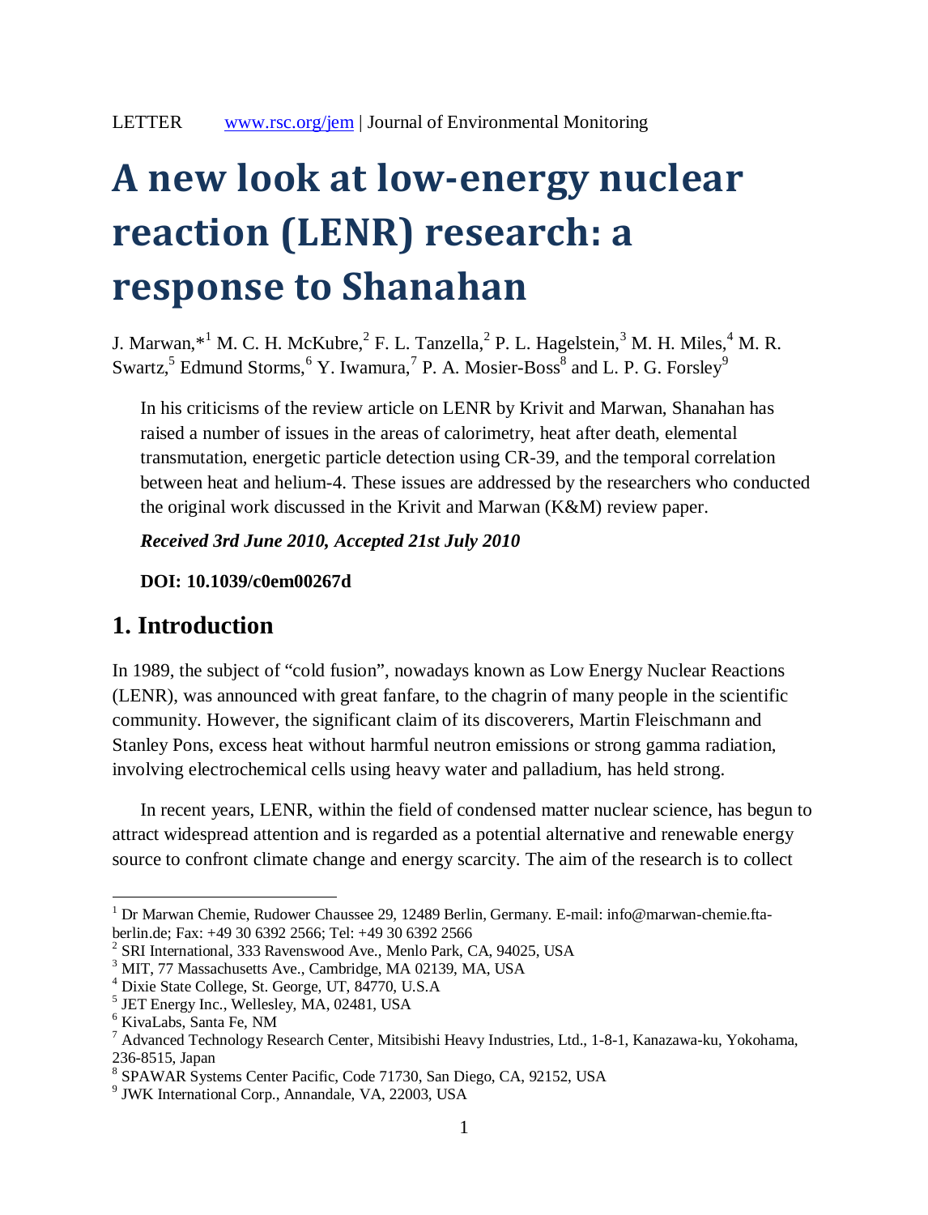LETTER www.rsc.org/jem | Journal of Environmental Monitoring

# A new look at low-energy nuclear reaction (LENR) research: a response to Shanahan

J. Marwan,*[1] M. C. H. McKubre,[2] F. L. Tanzella,[2] P. L. Hagelstein,[3] M. H. Miles,[4] M. R. Swartz,[5] Edmund Storms,[6] Y. Iwamura,[7] P. A. Mosier-Boss[8] and L. P. G. Forsley[9]

In his criticisms of the review article on LENR by Krivit and Marwan, Shanahan has raised a number of issues in the areas of calorimetry, heat after death, elemental transmutation, energetic particle detection using CR-39, and the temporal correlation between heat and helium-4. These issues are addressed by the researchers who conducted the original work discussed in the Krivit and Marwan (K&M) review paper.

***Received 3rd June 2010, Accepted 21st July 2010***

**DOI: 10.1039/c0em00267d**

## 1. Introduction

In 1989, the subject of "cold fusion", nowadays known as Low Energy Nuclear Reactions (LENR), was announced with great fanfare, to the chagrin of many people in the scientific community. However, the significant claim of its discoverers, Martin Fleischmann and Stanley Pons, excess heat without harmful neutron emissions or strong gamma radiation, involving electrochemical cells using heavy water and palladium, has held strong.

In recent years, LENR, within the field of condensed matter nuclear science, has begun to attract widespread attention and is regarded as a potential alternative and renewable energy source to confront climate change and energy scarcity. The aim of the research is to collect

---

[1] Dr Marwan Chemie, Rudower Chaussee 29, 12489 Berlin, Germany. E-mail: info@marwan-chemie.fta-berlin.de; Fax: +49 30 6392 2566; Tel: +49 30 6392 2566

[2] SRI International, 333 Ravenswood Ave., Menlo Park, CA, 94025, USA

[3] MIT, 77 Massachusetts Ave., Cambridge, MA 02139, MA, USA

[4] Dixie State College, St. George, UT, 84770, U.S.A

[5] JET Energy Inc., Wellesley, MA, 02481, USA

[6] KivaLabs, Santa Fe, NM

[7] Advanced Technology Research Center, Mitsibishi Heavy Industries, Ltd., 1-8-1, Kanazawa-ku, Yokohama, 236-8515, Japan

[8] SPAWAR Systems Center Pacific, Code 71730, San Diego, CA, 92152, USA

[9] JWK International Corp., Annandale, VA, 22003, USA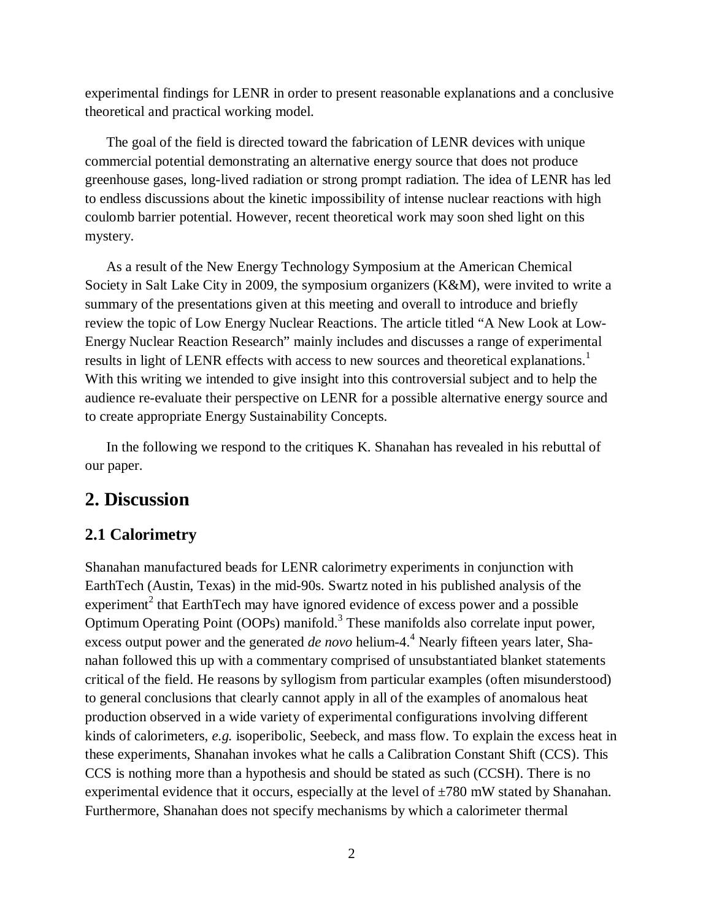experimental findings for LENR in order to present reasonable explanations and a conclusive theoretical and practical working model.

The goal of the field is directed toward the fabrication of LENR devices with unique commercial potential demonstrating an alternative energy source that does not produce greenhouse gases, long-lived radiation or strong prompt radiation. The idea of LENR has led to endless discussions about the kinetic impossibility of intense nuclear reactions with high coulomb barrier potential. However, recent theoretical work may soon shed light on this mystery.

As a result of the New Energy Technology Symposium at the American Chemical Society in Salt Lake City in 2009, the symposium organizers (K&M), were invited to write a summary of the presentations given at this meeting and overall to introduce and briefly review the topic of Low Energy Nuclear Reactions. The article titled "A New Look at Low-Energy Nuclear Reaction Research" mainly includes and discusses a range of experimental results in light of LENR effects with access to new sources and theoretical explanations.[1] With this writing we intended to give insight into this controversial subject and to help the audience re-evaluate their perspective on LENR for a possible alternative energy source and to create appropriate Energy Sustainability Concepts.

In the following we respond to the critiques K. Shanahan has revealed in his rebuttal of our paper.

## 2. Discussion

### 2.1 Calorimetry

Shanahan manufactured beads for LENR calorimetry experiments in conjunction with EarthTech (Austin, Texas) in the mid-90s. Swartz noted in his published analysis of the experiment[2] that EarthTech may have ignored evidence of excess power and a possible Optimum Operating Point (OOPs) manifold.[3] These manifolds also correlate input power, excess output power and the generated *de novo* helium-4.[4] Nearly fifteen years later, Shanahan followed this up with a commentary comprised of unsubstantiated blanket statements critical of the field. He reasons by syllogism from particular examples (often misunderstood) to general conclusions that clearly cannot apply in all of the examples of anomalous heat production observed in a wide variety of experimental configurations involving different kinds of calorimeters, *e.g.* isoperibolic, Seebeck, and mass flow. To explain the excess heat in these experiments, Shanahan invokes what he calls a Calibration Constant Shift (CCS). This CCS is nothing more than a hypothesis and should be stated as such (CCSH). There is no experimental evidence that it occurs, especially at the level of ±780 mW stated by Shanahan. Furthermore, Shanahan does not specify mechanisms by which a calorimeter thermal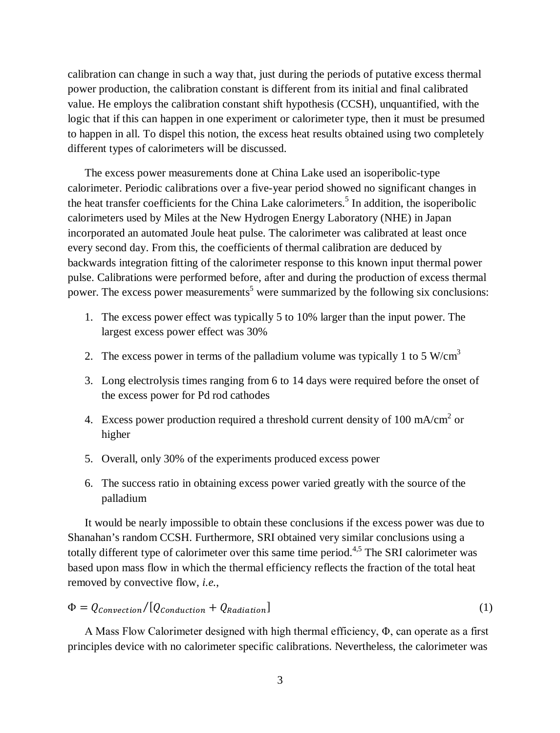calibration can change in such a way that, just during the periods of putative excess thermal power production, the calibration constant is different from its initial and final calibrated value. He employs the calibration constant shift hypothesis (CCSH), unquantified, with the logic that if this can happen in one experiment or calorimeter type, then it must be presumed to happen in all. To dispel this notion, the excess heat results obtained using two completely different types of calorimeters will be discussed.

The excess power measurements done at China Lake used an isoperibolic-type calorimeter. Periodic calibrations over a five-year period showed no significant changes in the heat transfer coefficients for the China Lake calorimeters.[5] In addition, the isoperibolic calorimeters used by Miles at the New Hydrogen Energy Laboratory (NHE) in Japan incorporated an automated Joule heat pulse. The calorimeter was calibrated at least once every second day. From this, the coefficients of thermal calibration are deduced by backwards integration fitting of the calorimeter response to this known input thermal power pulse. Calibrations were performed before, after and during the production of excess thermal power. The excess power measurements[5] were summarized by the following six conclusions:

1. The excess power effect was typically 5 to 10% larger than the input power. The largest excess power effect was 30%
2. The excess power in terms of the palladium volume was typically 1 to 5 $W/cm^3$
3. Long electrolysis times ranging from 6 to 14 days were required before the onset of the excess power for Pd rod cathodes
4. Excess power production required a threshold current density of 100 $mA/cm^2$ or higher
5. Overall, only 30% of the experiments produced excess power
6. The success ratio in obtaining excess power varied greatly with the source of the palladium

It would be nearly impossible to obtain these conclusions if the excess power was due to Shanahan's random CCSH. Furthermore, SRI obtained very similar conclusions using a totally different type of calorimeter over this same time period.[4,5] The SRI calorimeter was based upon mass flow in which the thermal efficiency reflects the fraction of the total heat removed by convective flow, *i.e.*,

$$\Phi = Q_{Convection}/[Q_{Conduction} + Q_{Radiation}] \tag{1}$$

A Mass Flow Calorimeter designed with high thermal efficiency, $\Phi$, can operate as a first principles device with no calorimeter specific calibrations. Nevertheless, the calorimeter was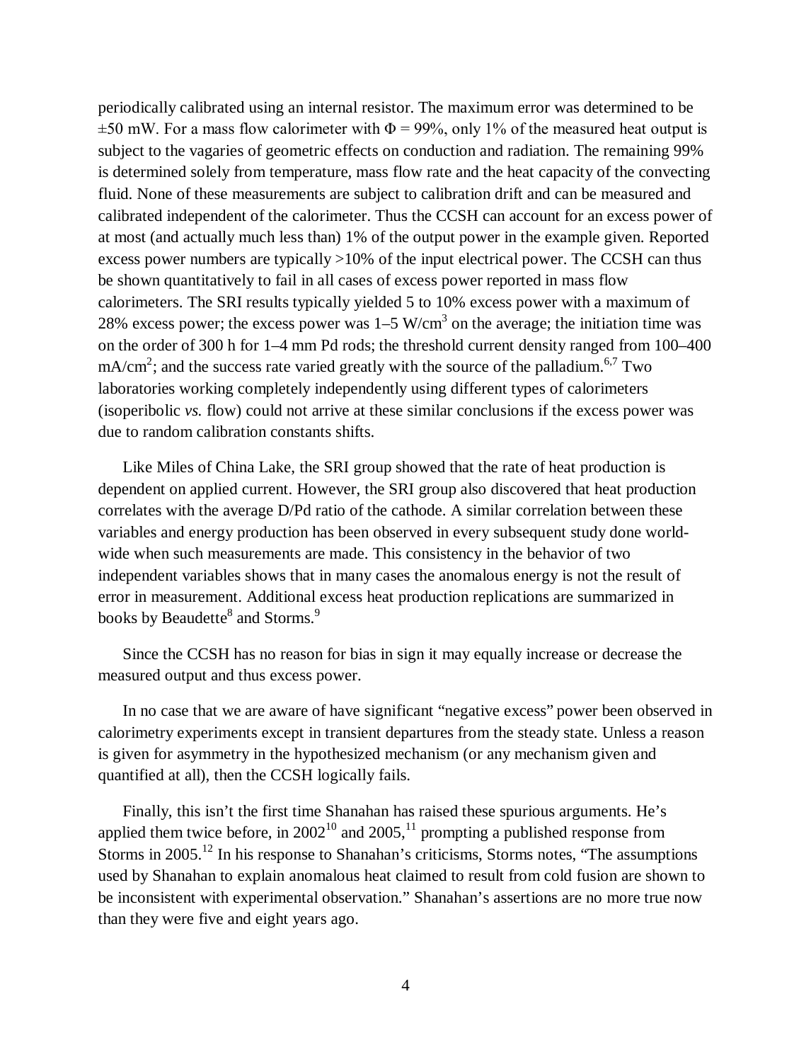periodically calibrated using an internal resistor. The maximum error was determined to be ±50 mW. For a mass flow calorimeter with $\Phi = 99\%$, only 1% of the measured heat output is subject to the vagaries of geometric effects on conduction and radiation. The remaining 99% is determined solely from temperature, mass flow rate and the heat capacity of the convecting fluid. None of these measurements are subject to calibration drift and can be measured and calibrated independent of the calorimeter. Thus the CCSH can account for an excess power of at most (and actually much less than) 1% of the output power in the example given. Reported excess power numbers are typically >10% of the input electrical power. The CCSH can thus be shown quantitatively to fail in all cases of excess power reported in mass flow calorimeters. The SRI results typically yielded 5 to 10% excess power with a maximum of 28% excess power; the excess power was 1–5 $W/cm^3$ on the average; the initiation time was on the order of 300 h for 1–4 mm Pd rods; the threshold current density ranged from 100–400 $mA/cm^2$; and the success rate varied greatly with the source of the palladium.[6,7] Two laboratories working completely independently using different types of calorimeters (isoperibolic *vs.* flow) could not arrive at these similar conclusions if the excess power was due to random calibration constants shifts.

Like Miles of China Lake, the SRI group showed that the rate of heat production is dependent on applied current. However, the SRI group also discovered that heat production correlates with the average D/Pd ratio of the cathode. A similar correlation between these variables and energy production has been observed in every subsequent study done world-wide when such measurements are made. This consistency in the behavior of two independent variables shows that in many cases the anomalous energy is not the result of error in measurement. Additional excess heat production replications are summarized in books by Beaudette[8] and Storms.[9]

Since the CCSH has no reason for bias in sign it may equally increase or decrease the measured output and thus excess power.

In no case that we are aware of have significant "negative excess" power been observed in calorimetry experiments except in transient departures from the steady state. Unless a reason is given for asymmetry in the hypothesized mechanism (or any mechanism given and quantified at all), then the CCSH logically fails.

Finally, this isn't the first time Shanahan has raised these spurious arguments. He's applied them twice before, in 2002[10] and 2005,[11] prompting a published response from Storms in 2005.[12] In his response to Shanahan's criticisms, Storms notes, "The assumptions used by Shanahan to explain anomalous heat claimed to result from cold fusion are shown to be inconsistent with experimental observation." Shanahan's assertions are no more true now than they were five and eight years ago.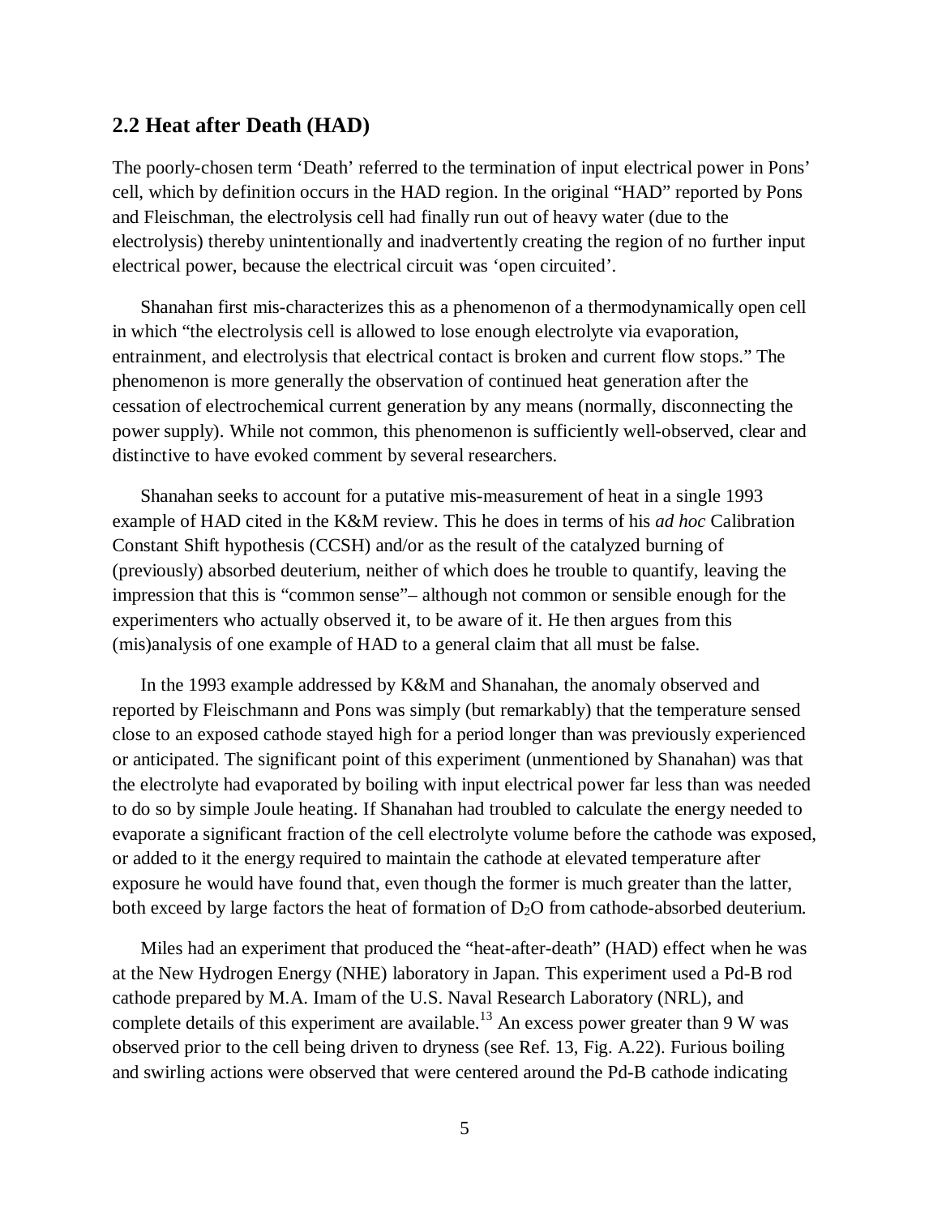## 2.2 Heat after Death (HAD)

The poorly-chosen term 'Death' referred to the termination of input electrical power in Pons' cell, which by definition occurs in the HAD region. In the original "HAD" reported by Pons and Fleischman, the electrolysis cell had finally run out of heavy water (due to the electrolysis) thereby unintentionally and inadvertently creating the region of no further input electrical power, because the electrical circuit was 'open circuited'.

Shanahan first mis-characterizes this as a phenomenon of a thermodynamically open cell in which "the electrolysis cell is allowed to lose enough electrolyte via evaporation, entrainment, and electrolysis that electrical contact is broken and current flow stops." The phenomenon is more generally the observation of continued heat generation after the cessation of electrochemical current generation by any means (normally, disconnecting the power supply). While not common, this phenomenon is sufficiently well-observed, clear and distinctive to have evoked comment by several researchers.

Shanahan seeks to account for a putative mis-measurement of heat in a single 1993 example of HAD cited in the K&M review. This he does in terms of his *ad hoc* Calibration Constant Shift hypothesis (CCSH) and/or as the result of the catalyzed burning of (previously) absorbed deuterium, neither of which does he trouble to quantify, leaving the impression that this is "common sense"– although not common or sensible enough for the experimenters who actually observed it, to be aware of it. He then argues from this (mis)analysis of one example of HAD to a general claim that all must be false.

In the 1993 example addressed by K&M and Shanahan, the anomaly observed and reported by Fleischmann and Pons was simply (but remarkably) that the temperature sensed close to an exposed cathode stayed high for a period longer than was previously experienced or anticipated. The significant point of this experiment (unmentioned by Shanahan) was that the electrolyte had evaporated by boiling with input electrical power far less than was needed to do so by simple Joule heating. If Shanahan had troubled to calculate the energy needed to evaporate a significant fraction of the cell electrolyte volume before the cathode was exposed, or added to it the energy required to maintain the cathode at elevated temperature after exposure he would have found that, even though the former is much greater than the latter, both exceed by large factors the heat of formation of $D_2O$ from cathode-absorbed deuterium.

Miles had an experiment that produced the "heat-after-death" (HAD) effect when he was at the New Hydrogen Energy (NHE) laboratory in Japan. This experiment used a Pd-B rod cathode prepared by M.A. Imam of the U.S. Naval Research Laboratory (NRL), and complete details of this experiment are available.[13] An excess power greater than 9 W was observed prior to the cell being driven to dryness (see Ref. 13, Fig. A.22). Furious boiling and swirling actions were observed that were centered around the Pd-B cathode indicating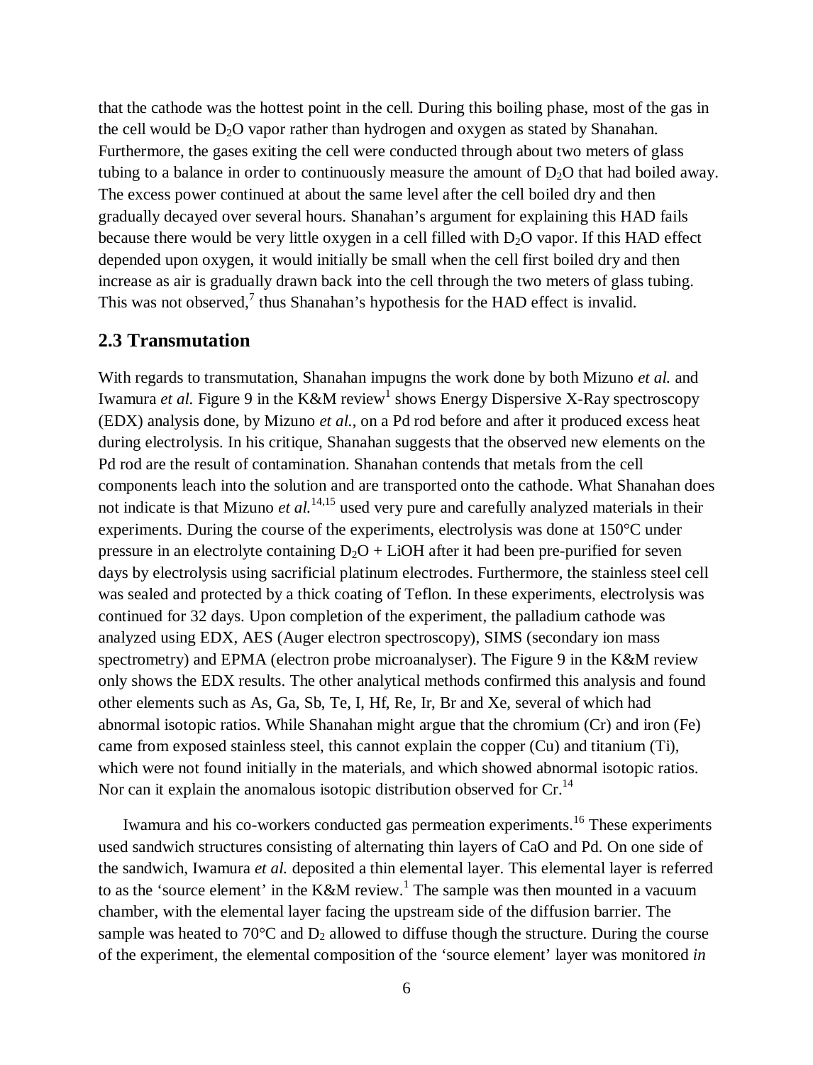that the cathode was the hottest point in the cell. During this boiling phase, most of the gas in the cell would be $D_2O$ vapor rather than hydrogen and oxygen as stated by Shanahan. Furthermore, the gases exiting the cell were conducted through about two meters of glass tubing to a balance in order to continuously measure the amount of $D_2O$ that had boiled away. The excess power continued at about the same level after the cell boiled dry and then gradually decayed over several hours. Shanahan's argument for explaining this HAD fails because there would be very little oxygen in a cell filled with $D_2O$ vapor. If this HAD effect depended upon oxygen, it would initially be small when the cell first boiled dry and then increase as air is gradually drawn back into the cell through the two meters of glass tubing. This was not observed,[7] thus Shanahan's hypothesis for the HAD effect is invalid.

## 2.3 Transmutation

With regards to transmutation, Shanahan impugns the work done by both Mizuno *et al.* and Iwamura *et al.* Figure 9 in the K&M review[1] shows Energy Dispersive X-Ray spectroscopy (EDX) analysis done, by Mizuno *et al.*, on a Pd rod before and after it produced excess heat during electrolysis. In his critique, Shanahan suggests that the observed new elements on the Pd rod are the result of contamination. Shanahan contends that metals from the cell components leach into the solution and are transported onto the cathode. What Shanahan does not indicate is that Mizuno *et al.*[14,15] used very pure and carefully analyzed materials in their experiments. During the course of the experiments, electrolysis was done at 150°C under pressure in an electrolyte containing $D_2O$ + LiOH after it had been pre-purified for seven days by electrolysis using sacrificial platinum electrodes. Furthermore, the stainless steel cell was sealed and protected by a thick coating of Teflon. In these experiments, electrolysis was continued for 32 days. Upon completion of the experiment, the palladium cathode was analyzed using EDX, AES (Auger electron spectroscopy), SIMS (secondary ion mass spectrometry) and EPMA (electron probe microanalyser). The Figure 9 in the K&M review only shows the EDX results. The other analytical methods confirmed this analysis and found other elements such as As, Ga, Sb, Te, I, Hf, Re, Ir, Br and Xe, several of which had abnormal isotopic ratios. While Shanahan might argue that the chromium (Cr) and iron (Fe) came from exposed stainless steel, this cannot explain the copper (Cu) and titanium (Ti), which were not found initially in the materials, and which showed abnormal isotopic ratios. Nor can it explain the anomalous isotopic distribution observed for Cr.[14]

Iwamura and his co-workers conducted gas permeation experiments.[16] These experiments used sandwich structures consisting of alternating thin layers of CaO and Pd. On one side of the sandwich, Iwamura *et al.* deposited a thin elemental layer. This elemental layer is referred to as the 'source element' in the K&M review.[1] The sample was then mounted in a vacuum chamber, with the elemental layer facing the upstream side of the diffusion barrier. The sample was heated to 70°C and $D_2$ allowed to diffuse though the structure. During the course of the experiment, the elemental composition of the 'source element' layer was monitored *in*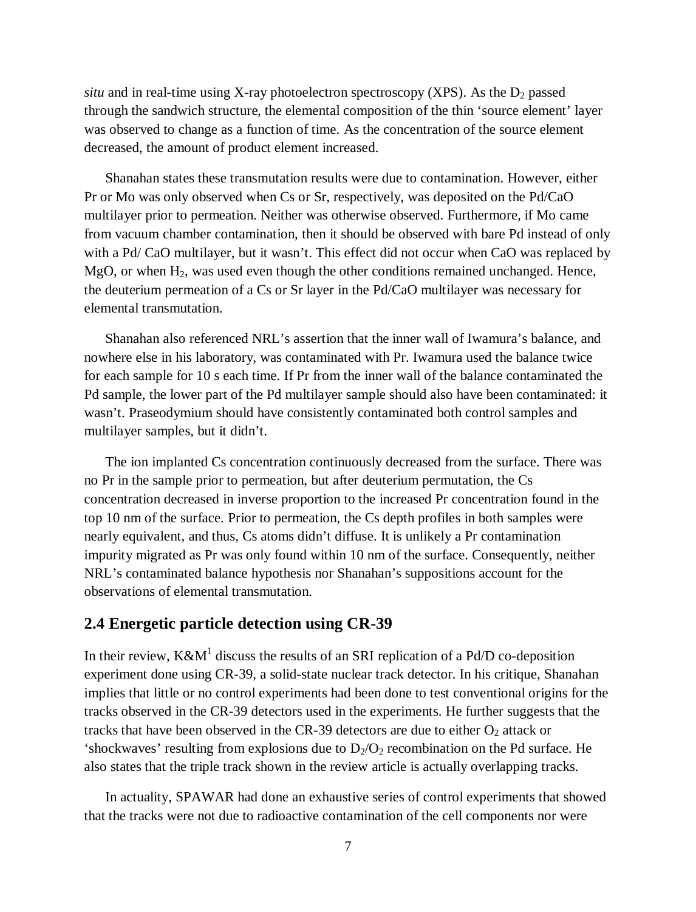*situ* and in real-time using X-ray photoelectron spectroscopy (XPS). As the $D_2$ passed through the sandwich structure, the elemental composition of the thin 'source element' layer was observed to change as a function of time. As the concentration of the source element decreased, the amount of product element increased.

Shanahan states these transmutation results were due to contamination. However, either Pr or Mo was only observed when Cs or Sr, respectively, was deposited on the Pd/CaO multilayer prior to permeation. Neither was otherwise observed. Furthermore, if Mo came from vacuum chamber contamination, then it should be observed with bare Pd instead of only with a Pd/ CaO multilayer, but it wasn't. This effect did not occur when CaO was replaced by MgO, or when $H_2$, was used even though the other conditions remained unchanged. Hence, the deuterium permeation of a Cs or Sr layer in the Pd/CaO multilayer was necessary for elemental transmutation.

Shanahan also referenced NRL's assertion that the inner wall of Iwamura's balance, and nowhere else in his laboratory, was contaminated with Pr. Iwamura used the balance twice for each sample for 10 s each time. If Pr from the inner wall of the balance contaminated the Pd sample, the lower part of the Pd multilayer sample should also have been contaminated: it wasn't. Praseodymium should have consistently contaminated both control samples and multilayer samples, but it didn't.

The ion implanted Cs concentration continuously decreased from the surface. There was no Pr in the sample prior to permeation, but after deuterium permutation, the Cs concentration decreased in inverse proportion to the increased Pr concentration found in the top 10 nm of the surface. Prior to permeation, the Cs depth profiles in both samples were nearly equivalent, and thus, Cs atoms didn't diffuse. It is unlikely a Pr contamination impurity migrated as Pr was only found within 10 nm of the surface. Consequently, neither NRL's contaminated balance hypothesis nor Shanahan's suppositions account for the observations of elemental transmutation.

## 2.4 Energetic particle detection using CR-39

In their review, K&M[1] discuss the results of an SRI replication of a Pd/D co-deposition experiment done using CR-39, a solid-state nuclear track detector. In his critique, Shanahan implies that little or no control experiments had been done to test conventional origins for the tracks observed in the CR-39 detectors used in the experiments. He further suggests that the tracks that have been observed in the CR-39 detectors are due to either $O_2$ attack or 'shockwaves' resulting from explosions due to $D_2/O_2$ recombination on the Pd surface. He also states that the triple track shown in the review article is actually overlapping tracks.

In actuality, SPAWAR had done an exhaustive series of control experiments that showed that the tracks were not due to radioactive contamination of the cell components nor were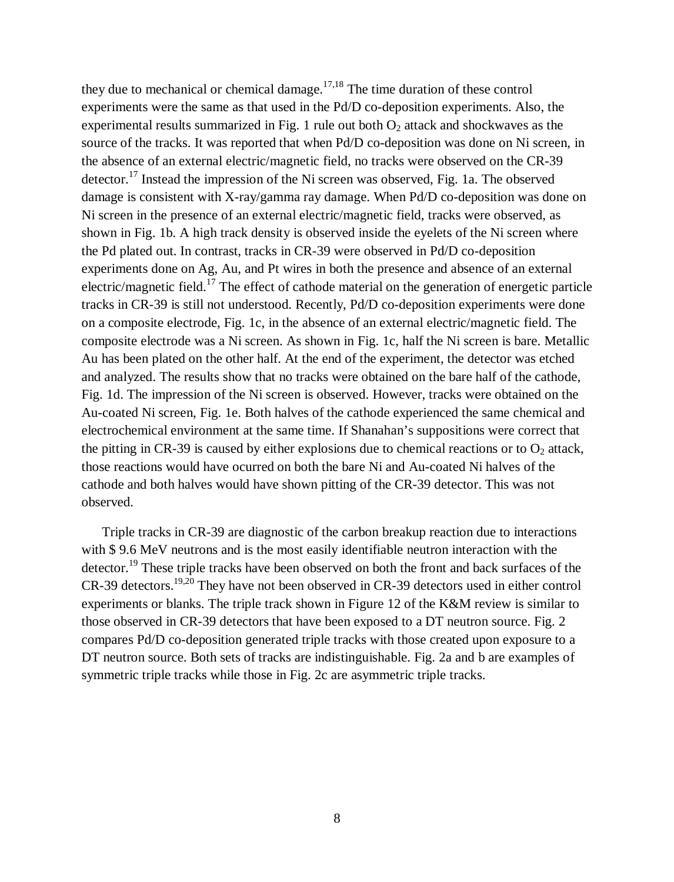they due to mechanical or chemical damage.[17,18] The time duration of these control experiments were the same as that used in the Pd/D co-deposition experiments. Also, the experimental results summarized in Fig. 1 rule out both $O_2$ attack and shockwaves as the source of the tracks. It was reported that when Pd/D co-deposition was done on Ni screen, in the absence of an external electric/magnetic field, no tracks were observed on the CR-39 detector.[17] Instead the impression of the Ni screen was observed, Fig. 1a. The observed damage is consistent with X-ray/gamma ray damage. When Pd/D co-deposition was done on Ni screen in the presence of an external electric/magnetic field, tracks were observed, as shown in Fig. 1b. A high track density is observed inside the eyelets of the Ni screen where the Pd plated out. In contrast, tracks in CR-39 were observed in Pd/D co-deposition experiments done on Ag, Au, and Pt wires in both the presence and absence of an external electric/magnetic field.[17] The effect of cathode material on the generation of energetic particle tracks in CR-39 is still not understood. Recently, Pd/D co-deposition experiments were done on a composite electrode, Fig. 1c, in the absence of an external electric/magnetic field. The composite electrode was a Ni screen. As shown in Fig. 1c, half the Ni screen is bare. Metallic Au has been plated on the other half. At the end of the experiment, the detector was etched and analyzed. The results show that no tracks were obtained on the bare half of the cathode, Fig. 1d. The impression of the Ni screen is observed. However, tracks were obtained on the Au-coated Ni screen, Fig. 1e. Both halves of the cathode experienced the same chemical and electrochemical environment at the same time. If Shanahan's suppositions were correct that the pitting in CR-39 is caused by either explosions due to chemical reactions or to $O_2$ attack, those reactions would have ocurred on both the bare Ni and Au-coated Ni halves of the cathode and both halves would have shown pitting of the CR-39 detector. This was not observed.

Triple tracks in CR-39 are diagnostic of the carbon breakup reaction due to interactions with $ 9.6 MeV neutrons and is the most easily identifiable neutron interaction with the detector.[19] These triple tracks have been observed on both the front and back surfaces of the CR-39 detectors.[19,20] They have not been observed in CR-39 detectors used in either control experiments or blanks. The triple track shown in Figure 12 of the K&M review is similar to those observed in CR-39 detectors that have been exposed to a DT neutron source. Fig. 2 compares Pd/D co-deposition generated triple tracks with those created upon exposure to a DT neutron source. Both sets of tracks are indistinguishable. Fig. 2a and b are examples of symmetric triple tracks while those in Fig. 2c are asymmetric triple tracks.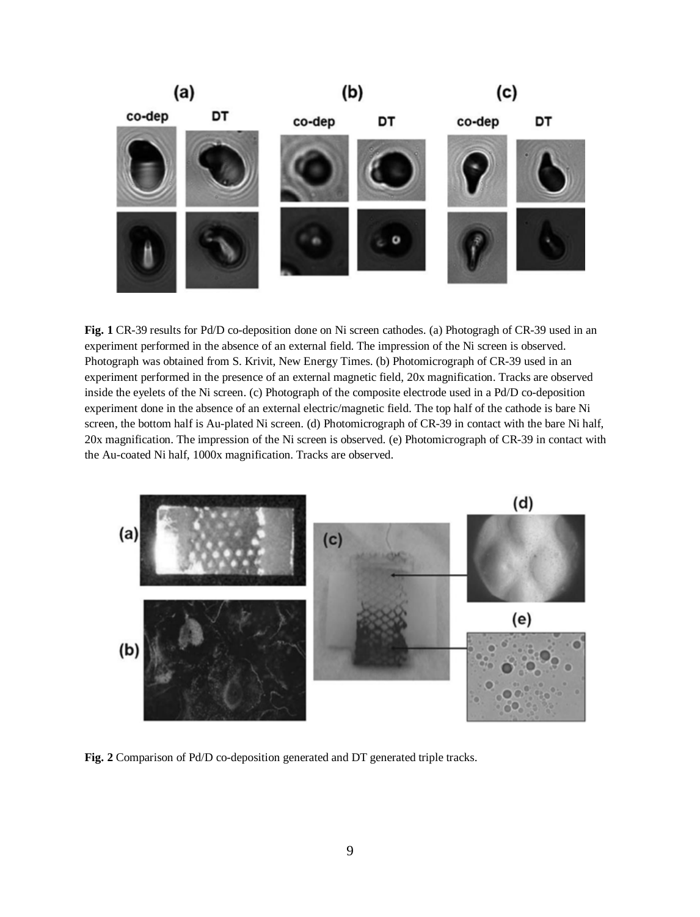**Fig. 1** CR-39 results for Pd/D co-deposition done on Ni screen cathodes. (a) Photogragh of CR-39 used in an experiment performed in the absence of an external field. The impression of the Ni screen is observed. Photograph was obtained from S. Krivit, New Energy Times. (b) Photomicrograph of CR-39 used in an experiment performed in the presence of an external magnetic field, 20x magnification. Tracks are observed inside the eyelets of the Ni screen. (c) Photograph of the composite electrode used in a Pd/D co-deposition experiment done in the absence of an external electric/magnetic field. The top half of the cathode is bare Ni screen, the bottom half is Au-plated Ni screen. (d) Photomicrograph of CR-39 in contact with the bare Ni half, 20x magnification. The impression of the Ni screen is observed. (e) Photomicrograph of CR-39 in contact with the Au-coated Ni half, 1000x magnification. Tracks are observed.

**Fig. 2** Comparison of Pd/D co-deposition generated and DT generated triple tracks.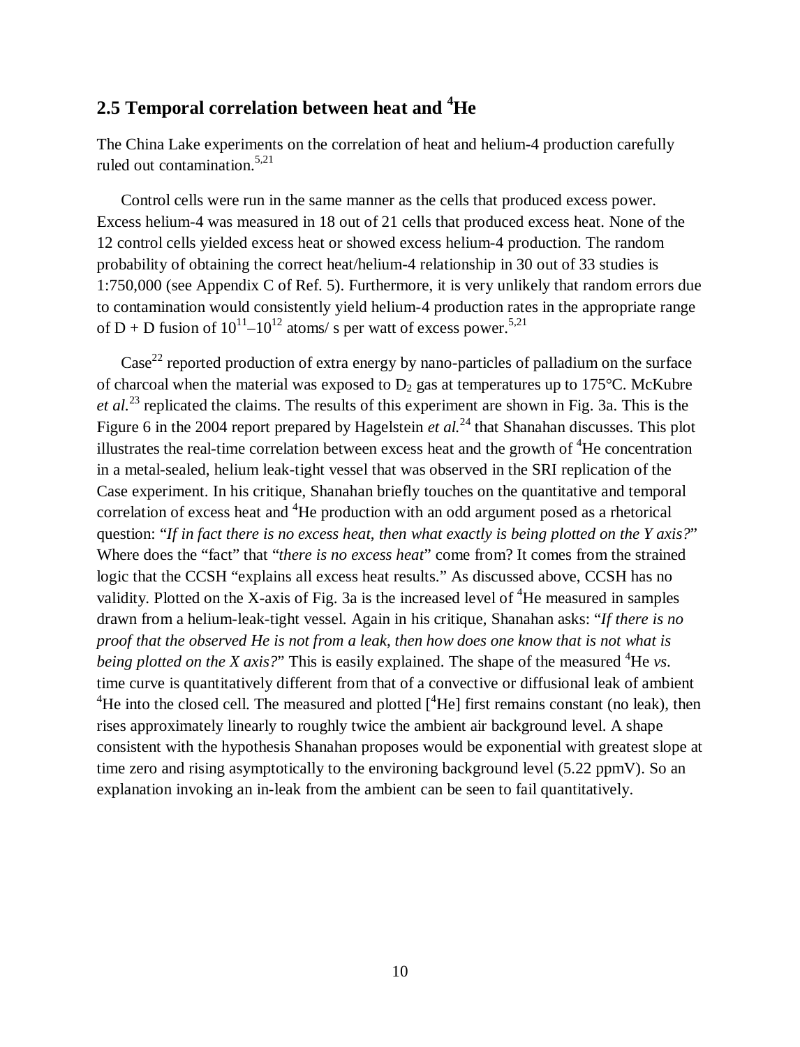## 2.5 Temporal correlation between heat and $^4$He

The China Lake experiments on the correlation of heat and helium-4 production carefully ruled out contamination.[5,21]

Control cells were run in the same manner as the cells that produced excess power. Excess helium-4 was measured in 18 out of 21 cells that produced excess heat. None of the 12 control cells yielded excess heat or showed excess helium-4 production. The random probability of obtaining the correct heat/helium-4 relationship in 30 out of 33 studies is 1:750,000 (see Appendix C of Ref. 5). Furthermore, it is very unlikely that random errors due to contamination would consistently yield helium-4 production rates in the appropriate range of D + D fusion of $10^{11}$–$10^{12}$ atoms/ s per watt of excess power.[5,21]

Case[22] reported production of extra energy by nano-particles of palladium on the surface of charcoal when the material was exposed to $D_2$ gas at temperatures up to 175°C. McKubre *et al.*[23] replicated the claims. The results of this experiment are shown in Fig. 3a. This is the Figure 6 in the 2004 report prepared by Hagelstein *et al.*[24] that Shanahan discusses. This plot illustrates the real-time correlation between excess heat and the growth of $^4$He concentration in a metal-sealed, helium leak-tight vessel that was observed in the SRI replication of the Case experiment. In his critique, Shanahan briefly touches on the quantitative and temporal correlation of excess heat and $^4$He production with an odd argument posed as a rhetorical question: "*If in fact there is no excess heat, then what exactly is being plotted on the Y axis?*" Where does the "fact" that "*there is no excess heat*" come from? It comes from the strained logic that the CCSH "explains all excess heat results." As discussed above, CCSH has no validity. Plotted on the X-axis of Fig. 3a is the increased level of $^4$He measured in samples drawn from a helium-leak-tight vessel. Again in his critique, Shanahan asks: "*If there is no proof that the observed He is not from a leak, then how does one know that is not what is being plotted on the X axis?*" This is easily explained. The shape of the measured $^4$He *vs.* time curve is quantitatively different from that of a convective or diffusional leak of ambient $^4$He into the closed cell. The measured and plotted [$^4$He] first remains constant (no leak), then rises approximately linearly to roughly twice the ambient air background level. A shape consistent with the hypothesis Shanahan proposes would be exponential with greatest slope at time zero and rising asymptotically to the environing background level (5.22 ppmV). So an explanation invoking an in-leak from the ambient can be seen to fail quantitatively.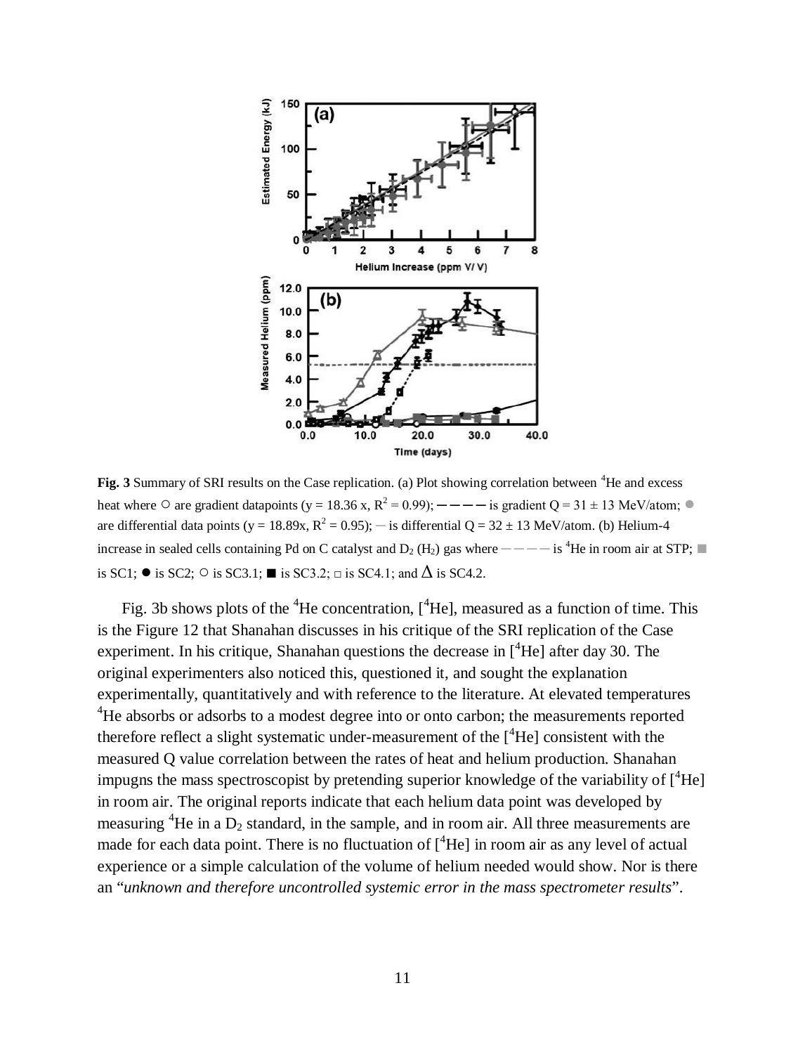**Fig. 3** Summary of SRI results on the Case replication. (a) Plot showing correlation between $^4$He and excess heat where ○ are gradient datapoints ($y = 18.36\ x$, $R^2 = 0.99$); — — — — is gradient Q = 31 ± 13 MeV/atom; ● are differential data points ($y = 18.89x$, $R^2 = 0.95$); — is differential Q = 32 ± 13 MeV/atom. (b) Helium-4 increase in sealed cells containing Pd on C catalyst and $D_2$ ($H_2$) gas where — — — — is $^4$He in room air at STP; ■ is SC1; ● is SC2; ○ is SC3.1; ■ is SC3.2; □ is SC4.1; and Δ is SC4.2.

Fig. 3b shows plots of the $^4$He concentration, [$^4$He], measured as a function of time. This is the Figure 12 that Shanahan discusses in his critique of the SRI replication of the Case experiment. In his critique, Shanahan questions the decrease in [$^4$He] after day 30. The original experimenters also noticed this, questioned it, and sought the explanation experimentally, quantitatively and with reference to the literature. At elevated temperatures $^4$He absorbs or adsorbs to a modest degree into or onto carbon; the measurements reported therefore reflect a slight systematic under-measurement of the [$^4$He] consistent with the measured Q value correlation between the rates of heat and helium production. Shanahan impugns the mass spectroscopist by pretending superior knowledge of the variability of [$^4$He] in room air. The original reports indicate that each helium data point was developed by measuring $^4$He in a $D_2$ standard, in the sample, and in room air. All three measurements are made for each data point. There is no fluctuation of [$^4$He] in room air as any level of actual experience or a simple calculation of the volume of helium needed would show. Nor is there an "*unknown and therefore uncontrolled systemic error in the mass spectrometer results*".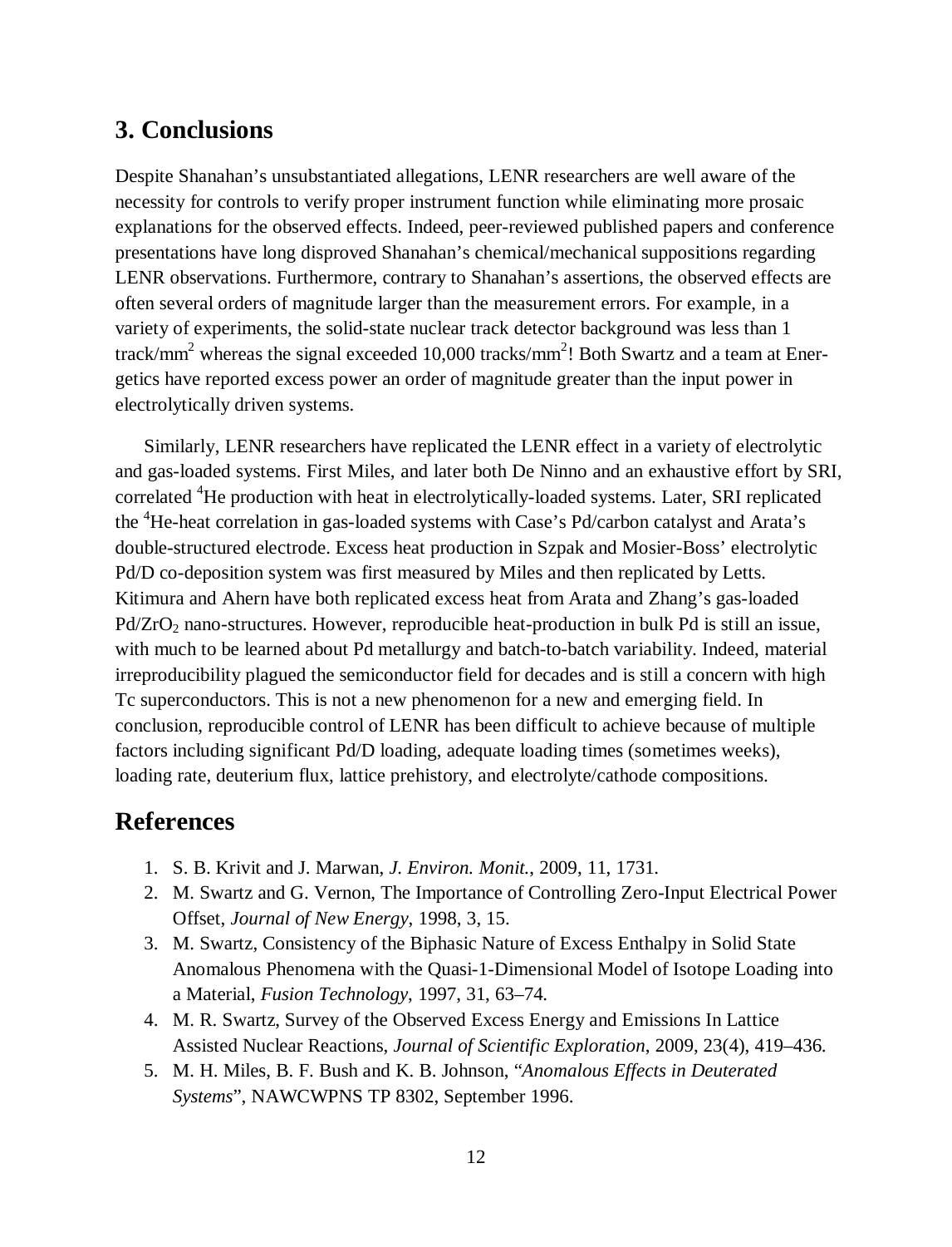## 3. Conclusions

Despite Shanahan's unsubstantiated allegations, LENR researchers are well aware of the necessity for controls to verify proper instrument function while eliminating more prosaic explanations for the observed effects. Indeed, peer-reviewed published papers and conference presentations have long disproved Shanahan's chemical/mechanical suppositions regarding LENR observations. Furthermore, contrary to Shanahan's assertions, the observed effects are often several orders of magnitude larger than the measurement errors. For example, in a variety of experiments, the solid-state nuclear track detector background was less than 1 track/$mm^2$ whereas the signal exceeded 10,000 tracks/$mm^2$! Both Swartz and a team at Energetics have reported excess power an order of magnitude greater than the input power in electrolytically driven systems.

Similarly, LENR researchers have replicated the LENR effect in a variety of electrolytic and gas-loaded systems. First Miles, and later both De Ninno and an exhaustive effort by SRI, correlated $^4$He production with heat in electrolytically-loaded systems. Later, SRI replicated the $^4$He-heat correlation in gas-loaded systems with Case's Pd/carbon catalyst and Arata's double-structured electrode. Excess heat production in Szpak and Mosier-Boss' electrolytic Pd/D co-deposition system was first measured by Miles and then replicated by Letts. Kitimura and Ahern have both replicated excess heat from Arata and Zhang's gas-loaded Pd/$ZrO_2$ nano-structures. However, reproducible heat-production in bulk Pd is still an issue, with much to be learned about Pd metallurgy and batch-to-batch variability. Indeed, material irreproducibility plagued the semiconductor field for decades and is still a concern with high Tc superconductors. This is not a new phenomenon for a new and emerging field. In conclusion, reproducible control of LENR has been difficult to achieve because of multiple factors including significant Pd/D loading, adequate loading times (sometimes weeks), loading rate, deuterium flux, lattice prehistory, and electrolyte/cathode compositions.

## References

1. S. B. Krivit and J. Marwan, *J. Environ. Monit.*, 2009, 11, 1731.
2. M. Swartz and G. Vernon, The Importance of Controlling Zero-Input Electrical Power Offset, *Journal of New Energy*, 1998, 3, 15.
3. M. Swartz, Consistency of the Biphasic Nature of Excess Enthalpy in Solid State Anomalous Phenomena with the Quasi-1-Dimensional Model of Isotope Loading into a Material, *Fusion Technology*, 1997, 31, 63–74.
4. M. R. Swartz, Survey of the Observed Excess Energy and Emissions In Lattice Assisted Nuclear Reactions, *Journal of Scientific Exploration*, 2009, 23(4), 419–436.
5. M. H. Miles, B. F. Bush and K. B. Johnson, "*Anomalous Effects in Deuterated Systems*", NAWCWPNS TP 8302, September 1996.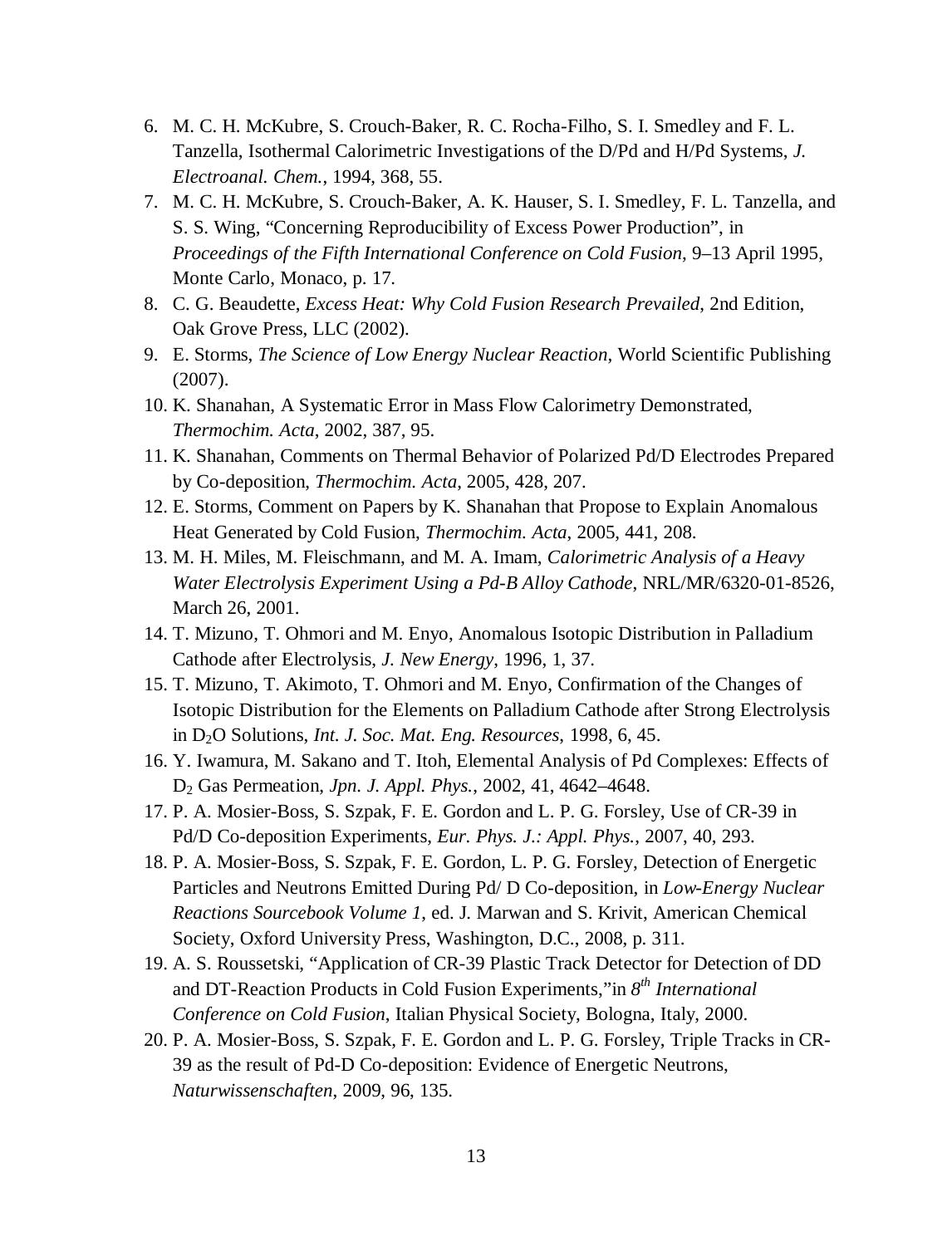6. M. C. H. McKubre, S. Crouch-Baker, R. C. Rocha-Filho, S. I. Smedley and F. L. Tanzella, Isothermal Calorimetric Investigations of the D/Pd and H/Pd Systems, *J. Electroanal. Chem.*, 1994, 368, 55.
7. M. C. H. McKubre, S. Crouch-Baker, A. K. Hauser, S. I. Smedley, F. L. Tanzella, and S. S. Wing, "Concerning Reproducibility of Excess Power Production", in *Proceedings of the Fifth International Conference on Cold Fusion*, 9–13 April 1995, Monte Carlo, Monaco, p. 17.
8. C. G. Beaudette, *Excess Heat: Why Cold Fusion Research Prevailed*, 2nd Edition, Oak Grove Press, LLC (2002).
9. E. Storms, *The Science of Low Energy Nuclear Reaction*, World Scientific Publishing (2007).
10. K. Shanahan, A Systematic Error in Mass Flow Calorimetry Demonstrated, *Thermochim. Acta*, 2002, 387, 95.
11. K. Shanahan, Comments on Thermal Behavior of Polarized Pd/D Electrodes Prepared by Co-deposition, *Thermochim. Acta*, 2005, 428, 207.
12. E. Storms, Comment on Papers by K. Shanahan that Propose to Explain Anomalous Heat Generated by Cold Fusion, *Thermochim. Acta*, 2005, 441, 208.
13. M. H. Miles, M. Fleischmann, and M. A. Imam, *Calorimetric Analysis of a Heavy Water Electrolysis Experiment Using a Pd-B Alloy Cathode*, NRL/MR/6320-01-8526, March 26, 2001.
14. T. Mizuno, T. Ohmori and M. Enyo, Anomalous Isotopic Distribution in Palladium Cathode after Electrolysis, *J. New Energy*, 1996, 1, 37.
15. T. Mizuno, T. Akimoto, T. Ohmori and M. Enyo, Confirmation of the Changes of Isotopic Distribution for the Elements on Palladium Cathode after Strong Electrolysis in $D_2O$ Solutions, *Int. J. Soc. Mat. Eng. Resources*, 1998, 6, 45.
16. Y. Iwamura, M. Sakano and T. Itoh, Elemental Analysis of Pd Complexes: Effects of $D_2$ Gas Permeation, *Jpn. J. Appl. Phys.*, 2002, 41, 4642–4648.
17. P. A. Mosier-Boss, S. Szpak, F. E. Gordon and L. P. G. Forsley, Use of CR-39 in Pd/D Co-deposition Experiments, *Eur. Phys. J.: Appl. Phys.*, 2007, 40, 293.
18. P. A. Mosier-Boss, S. Szpak, F. E. Gordon, L. P. G. Forsley, Detection of Energetic Particles and Neutrons Emitted During Pd/ D Co-deposition, in *Low-Energy Nuclear Reactions Sourcebook Volume 1*, ed. J. Marwan and S. Krivit, American Chemical Society, Oxford University Press, Washington, D.C., 2008, p. 311.
19. A. S. Roussetski, "Application of CR-39 Plastic Track Detector for Detection of DD and DT-Reaction Products in Cold Fusion Experiments,"in *8th International Conference on Cold Fusion*, Italian Physical Society, Bologna, Italy, 2000.
20. P. A. Mosier-Boss, S. Szpak, F. E. Gordon and L. P. G. Forsley, Triple Tracks in CR-39 as the result of Pd-D Co-deposition: Evidence of Energetic Neutrons, *Naturwissenschaften*, 2009, 96, 135.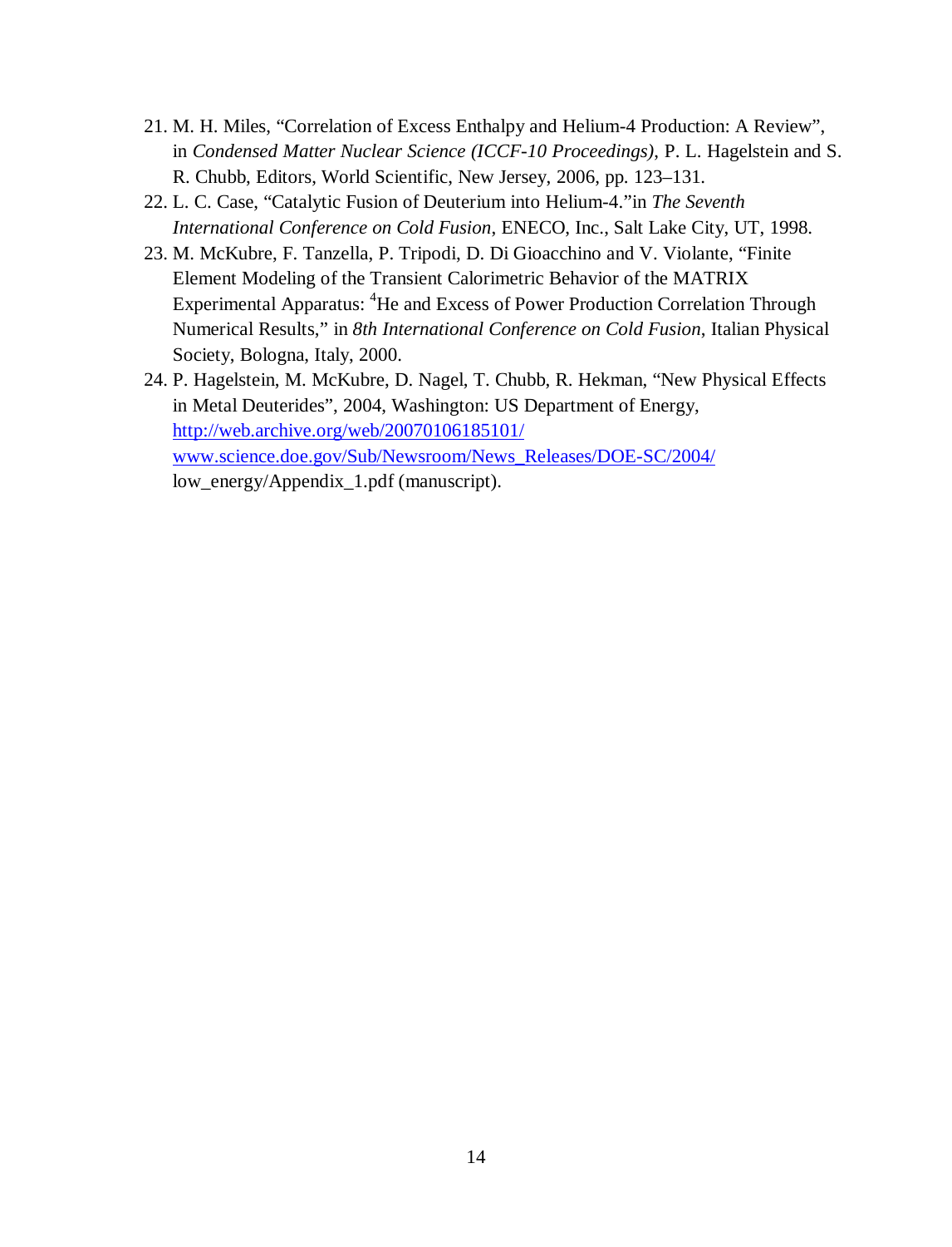21. M. H. Miles, “Correlation of Excess Enthalpy and Helium-4 Production: A Review”, in *Condensed Matter Nuclear Science (ICCF-10 Proceedings)*, P. L. Hagelstein and S. R. Chubb, Editors, World Scientific, New Jersey, 2006, pp. 123–131.
22. L. C. Case, “Catalytic Fusion of Deuterium into Helium-4.”in *The Seventh International Conference on Cold Fusion*, ENECO, Inc., Salt Lake City, UT, 1998.
23. M. McKubre, F. Tanzella, P. Tripodi, D. Di Gioacchino and V. Violante, “Finite Element Modeling of the Transient Calorimetric Behavior of the MATRIX Experimental Apparatus: $^{4}$He and Excess of Power Production Correlation Through Numerical Results,” in *8th International Conference on Cold Fusion*, Italian Physical Society, Bologna, Italy, 2000.
24. P. Hagelstein, M. McKubre, D. Nagel, T. Chubb, R. Hekman, “New Physical Effects in Metal Deuterides”, 2004, Washington: US Department of Energy, http://web.archive.org/web/20070106185101/www.science.doe.gov/Sub/Newsroom/News_Releases/DOE-SC/2004/low_energy/Appendix_1.pdf (manuscript).